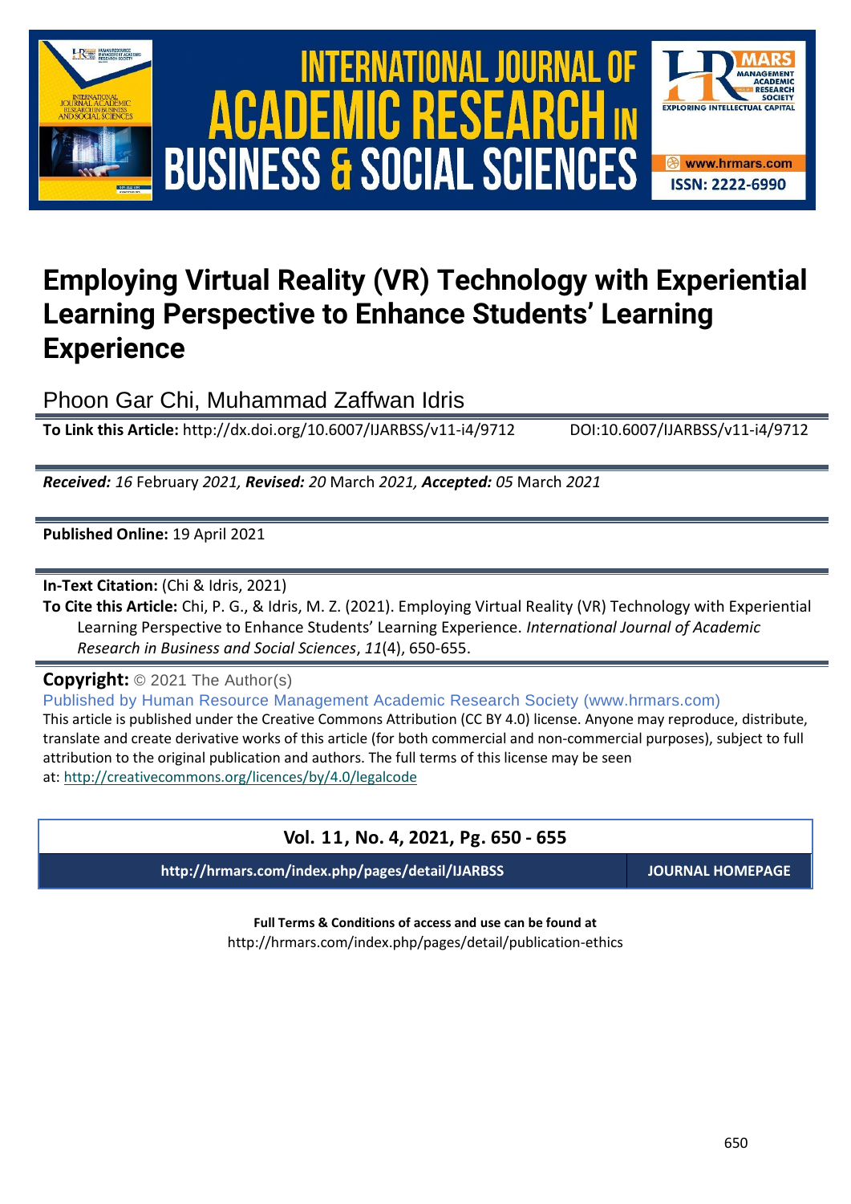INTERNATIONAL JOURNAL OF ACADEMIC RESEARCH IN BUSINESS & SOCIAL SCIENCES

MARS MANAGEMENT ACADEMIC RESEARCH SOCIETY EXPLORING INTELLECTUAL CAPITAL

www.hrmars.com

ISSN: 2222-6990

# Employing Virtual Reality (VR) Technology with Experiential Learning Perspective to Enhance Students' Learning Experience

Phoon Gar Chi, Muhammad Zaffwan Idris

**To Link this Article:** http://dx.doi.org/10.6007/IJARBSS/v11-i4/9712 DOI:10.6007/IJARBSS/v11-i4/9712

***Received:** 16* February *2021, **Revised:** 20* March *2021, **Accepted:** 05* March *2021*

**Published Online:** 19 April 2021

**In-Text Citation:** (Chi & Idris, 2021)

**To Cite this Article:** Chi, P. G., & Idris, M. Z. (2021). Employing Virtual Reality (VR) Technology with Experiential Learning Perspective to Enhance Students' Learning Experience. *International Journal of Academic Research in Business and Social Sciences*, *11*(4), 650-655.

**Copyright:** © 2021 The Author(s)

Published by Human Resource Management Academic Research Society (www.hrmars.com)

This article is published under the Creative Commons Attribution (CC BY 4.0) license. Anyone may reproduce, distribute, translate and create derivative works of this article (for both commercial and non-commercial purposes), subject to full attribution to the original publication and authors. The full terms of this license may be seen at: http://creativecommons.org/licences/by/4.0/legalcode

**Vol. 11, No. 4, 2021, Pg. 650 - 655**

**http://hrmars.com/index.php/pages/detail/IJARBSS** **JOURNAL HOMEPAGE**

**Full Terms & Conditions of access and use can be found at**

http://hrmars.com/index.php/pages/detail/publication-ethics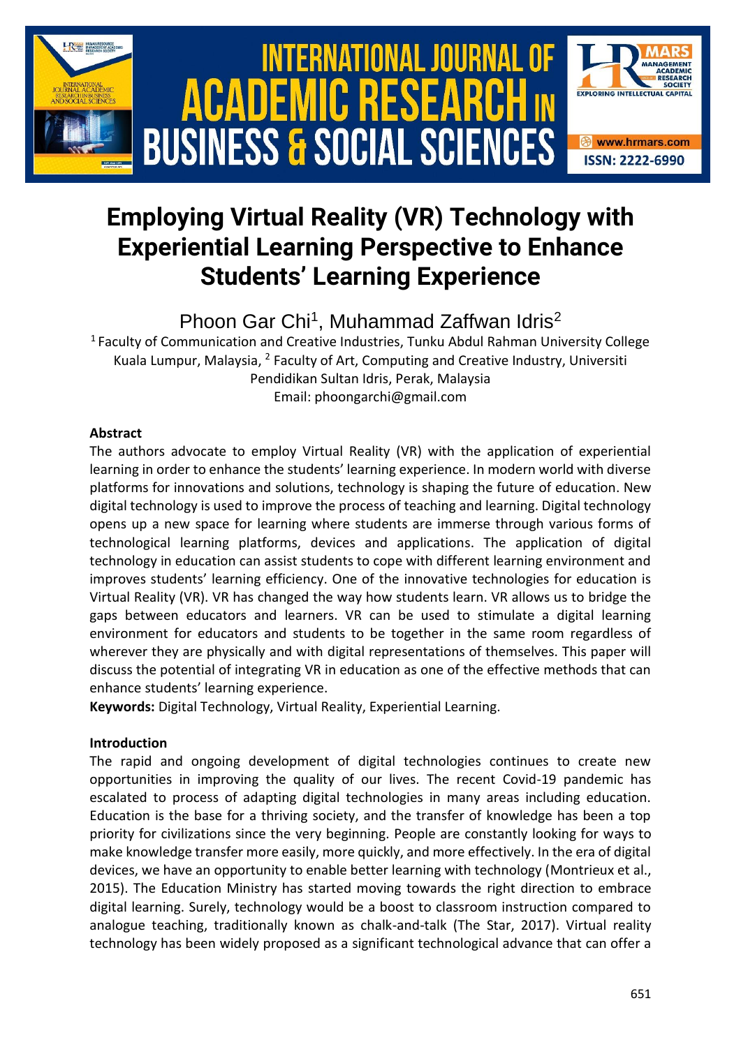# Employing Virtual Reality (VR) Technology with Experiential Learning Perspective to Enhance Students' Learning Experience

Phoon Gar Chi[1], Muhammad Zaffwan Idris[2]

[1] Faculty of Communication and Creative Industries, Tunku Abdul Rahman University College Kuala Lumpur, Malaysia, [2] Faculty of Art, Computing and Creative Industry, Universiti Pendidikan Sultan Idris, Perak, Malaysia

Email: phoongarchi@gmail.com

**Abstract**

The authors advocate to employ Virtual Reality (VR) with the application of experiential learning in order to enhance the students' learning experience. In modern world with diverse platforms for innovations and solutions, technology is shaping the future of education. New digital technology is used to improve the process of teaching and learning. Digital technology opens up a new space for learning where students are immerse through various forms of technological learning platforms, devices and applications. The application of digital technology in education can assist students to cope with different learning environment and improves students' learning efficiency. One of the innovative technologies for education is Virtual Reality (VR). VR has changed the way how students learn. VR allows us to bridge the gaps between educators and learners. VR can be used to stimulate a digital learning environment for educators and students to be together in the same room regardless of wherever they are physically and with digital representations of themselves. This paper will discuss the potential of integrating VR in education as one of the effective methods that can enhance students' learning experience.

**Keywords:** Digital Technology, Virtual Reality, Experiential Learning.

**Introduction**

The rapid and ongoing development of digital technologies continues to create new opportunities in improving the quality of our lives. The recent Covid-19 pandemic has escalated to process of adapting digital technologies in many areas including education. Education is the base for a thriving society, and the transfer of knowledge has been a top priority for civilizations since the very beginning. People are constantly looking for ways to make knowledge transfer more easily, more quickly, and more effectively. In the era of digital devices, we have an opportunity to enable better learning with technology (Montrieux et al., 2015). The Education Ministry has started moving towards the right direction to embrace digital learning. Surely, technology would be a boost to classroom instruction compared to analogue teaching, traditionally known as chalk-and-talk (The Star, 2017). Virtual reality technology has been widely proposed as a significant technological advance that can offer a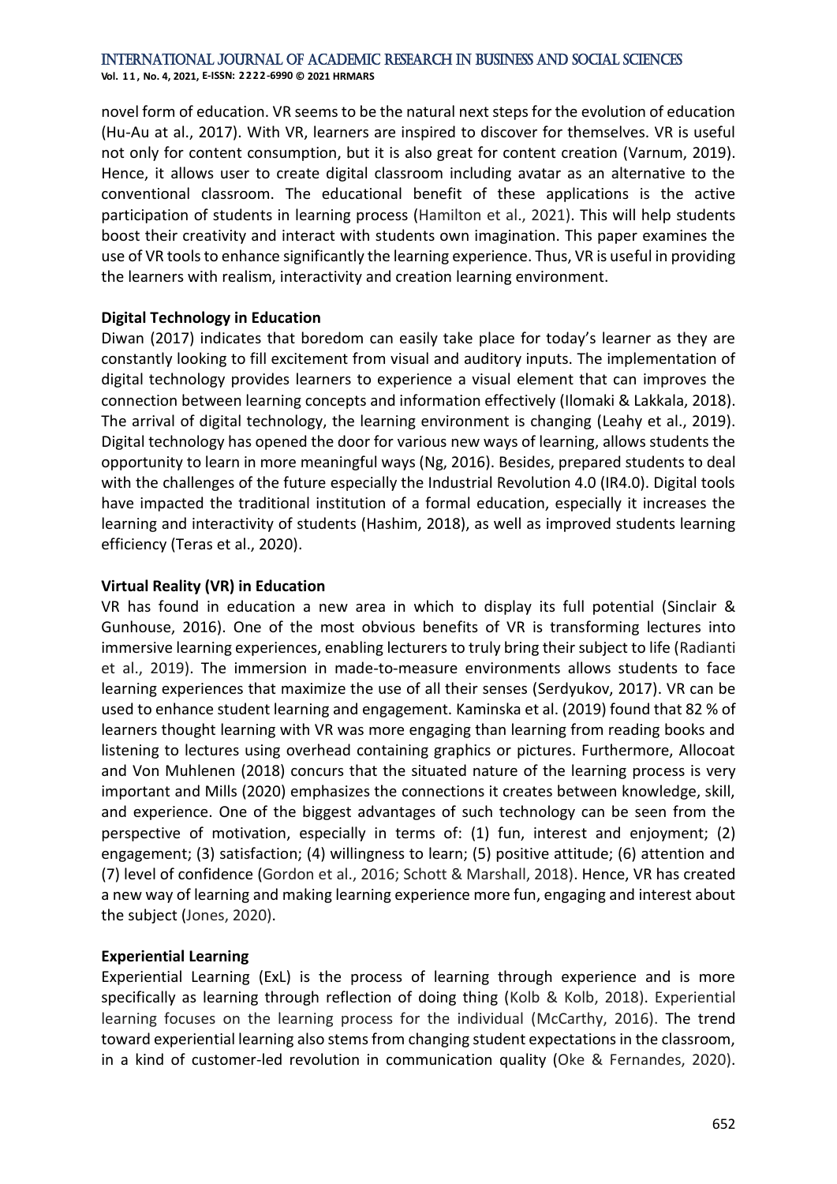novel form of education. VR seems to be the natural next steps for the evolution of education (Hu-Au at al., 2017). With VR, learners are inspired to discover for themselves. VR is useful not only for content consumption, but it is also great for content creation (Varnum, 2019). Hence, it allows user to create digital classroom including avatar as an alternative to the conventional classroom. The educational benefit of these applications is the active participation of students in learning process (Hamilton et al., 2021). This will help students boost their creativity and interact with students own imagination. This paper examines the use of VR tools to enhance significantly the learning experience. Thus, VR is useful in providing the learners with realism, interactivity and creation learning environment.

**Digital Technology in Education**

Diwan (2017) indicates that boredom can easily take place for today's learner as they are constantly looking to fill excitement from visual and auditory inputs. The implementation of digital technology provides learners to experience a visual element that can improves the connection between learning concepts and information effectively (Ilomaki & Lakkala, 2018). The arrival of digital technology, the learning environment is changing (Leahy et al., 2019). Digital technology has opened the door for various new ways of learning, allows students the opportunity to learn in more meaningful ways (Ng, 2016). Besides, prepared students to deal with the challenges of the future especially the Industrial Revolution 4.0 (IR4.0). Digital tools have impacted the traditional institution of a formal education, especially it increases the learning and interactivity of students (Hashim, 2018), as well as improved students learning efficiency (Teras et al., 2020).

**Virtual Reality (VR) in Education**

VR has found in education a new area in which to display its full potential (Sinclair & Gunhouse, 2016). One of the most obvious benefits of VR is transforming lectures into immersive learning experiences, enabling lecturers to truly bring their subject to life (Radianti et al., 2019). The immersion in made-to-measure environments allows students to face learning experiences that maximize the use of all their senses (Serdyukov, 2017). VR can be used to enhance student learning and engagement. Kaminska et al. (2019) found that 82 % of learners thought learning with VR was more engaging than learning from reading books and listening to lectures using overhead containing graphics or pictures. Furthermore, Allocoat and Von Muhlenen (2018) concurs that the situated nature of the learning process is very important and Mills (2020) emphasizes the connections it creates between knowledge, skill, and experience. One of the biggest advantages of such technology can be seen from the perspective of motivation, especially in terms of: (1) fun, interest and enjoyment; (2) engagement; (3) satisfaction; (4) willingness to learn; (5) positive attitude; (6) attention and (7) level of confidence (Gordon et al., 2016; Schott & Marshall, 2018). Hence, VR has created a new way of learning and making learning experience more fun, engaging and interest about the subject (Jones, 2020).

**Experiential Learning**

Experiential Learning (ExL) is the process of learning through experience and is more specifically as learning through reflection of doing thing (Kolb & Kolb, 2018). Experiential learning focuses on the learning process for the individual (McCarthy, 2016). The trend toward experiential learning also stems from changing student expectations in the classroom, in a kind of customer-led revolution in communication quality (Oke & Fernandes, 2020).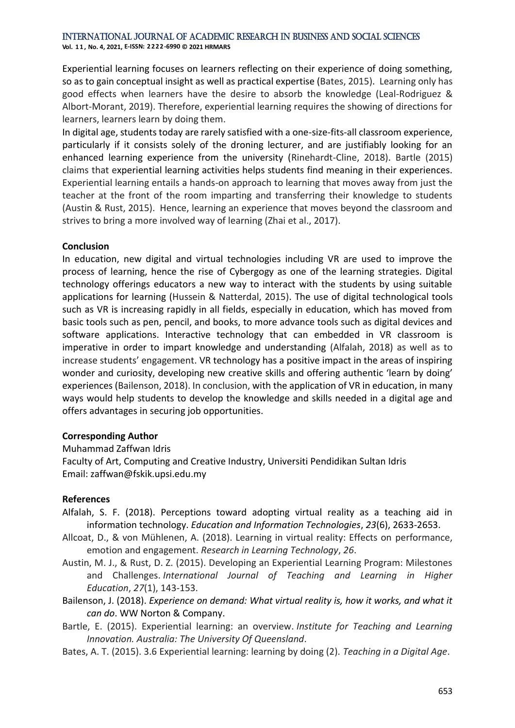Experiential learning focuses on learners reflecting on their experience of doing something, so as to gain conceptual insight as well as practical expertise (Bates, 2015). Learning only has good effects when learners have the desire to absorb the knowledge (Leal-Rodriguez & Albort-Morant, 2019). Therefore, experiential learning requires the showing of directions for learners, learners learn by doing them.

In digital age, students today are rarely satisfied with a one-size-fits-all classroom experience, particularly if it consists solely of the droning lecturer, and are justifiably looking for an enhanced learning experience from the university (Rinehardt-Cline, 2018). Bartle (2015) claims that experiential learning activities helps students find meaning in their experiences. Experiential learning entails a hands-on approach to learning that moves away from just the teacher at the front of the room imparting and transferring their knowledge to students (Austin & Rust, 2015). Hence, learning an experience that moves beyond the classroom and strives to bring a more involved way of learning (Zhai et al., 2017).

**Conclusion**

In education, new digital and virtual technologies including VR are used to improve the process of learning, hence the rise of Cybergogy as one of the learning strategies. Digital technology offerings educators a new way to interact with the students by using suitable applications for learning (Hussein & Natterdal, 2015). The use of digital technological tools such as VR is increasing rapidly in all fields, especially in education, which has moved from basic tools such as pen, pencil, and books, to more advance tools such as digital devices and software applications. Interactive technology that can embedded in VR classroom is imperative in order to impart knowledge and understanding (Alfalah, 2018) as well as to increase students' engagement. VR technology has a positive impact in the areas of inspiring wonder and curiosity, developing new creative skills and offering authentic 'learn by doing' experiences (Bailenson, 2018). In conclusion, with the application of VR in education, in many ways would help students to develop the knowledge and skills needed in a digital age and offers advantages in securing job opportunities.

**Corresponding Author**

Muhammad Zaffwan Idris
Faculty of Art, Computing and Creative Industry, Universiti Pendidikan Sultan Idris
Email: zaffwan@fskik.upsi.edu.my

**References**

Alfalah, S. F. (2018). Perceptions toward adopting virtual reality as a teaching aid in information technology. *Education and Information Technologies*, *23*(6), 2633-2653.

Allcoat, D., & von Mühlenen, A. (2018). Learning in virtual reality: Effects on performance, emotion and engagement. *Research in Learning Technology*, *26*.

Austin, M. J., & Rust, D. Z. (2015). Developing an Experiential Learning Program: Milestones and Challenges. *International Journal of Teaching and Learning in Higher Education*, *27*(1), 143-153.

Bailenson, J. (2018). *Experience on demand: What virtual reality is, how it works, and what it can do*. WW Norton & Company.

Bartle, E. (2015). Experiential learning: an overview. *Institute for Teaching and Learning Innovation. Australia: The University Of Queensland*.

Bates, A. T. (2015). 3.6 Experiential learning: learning by doing (2). *Teaching in a Digital Age*.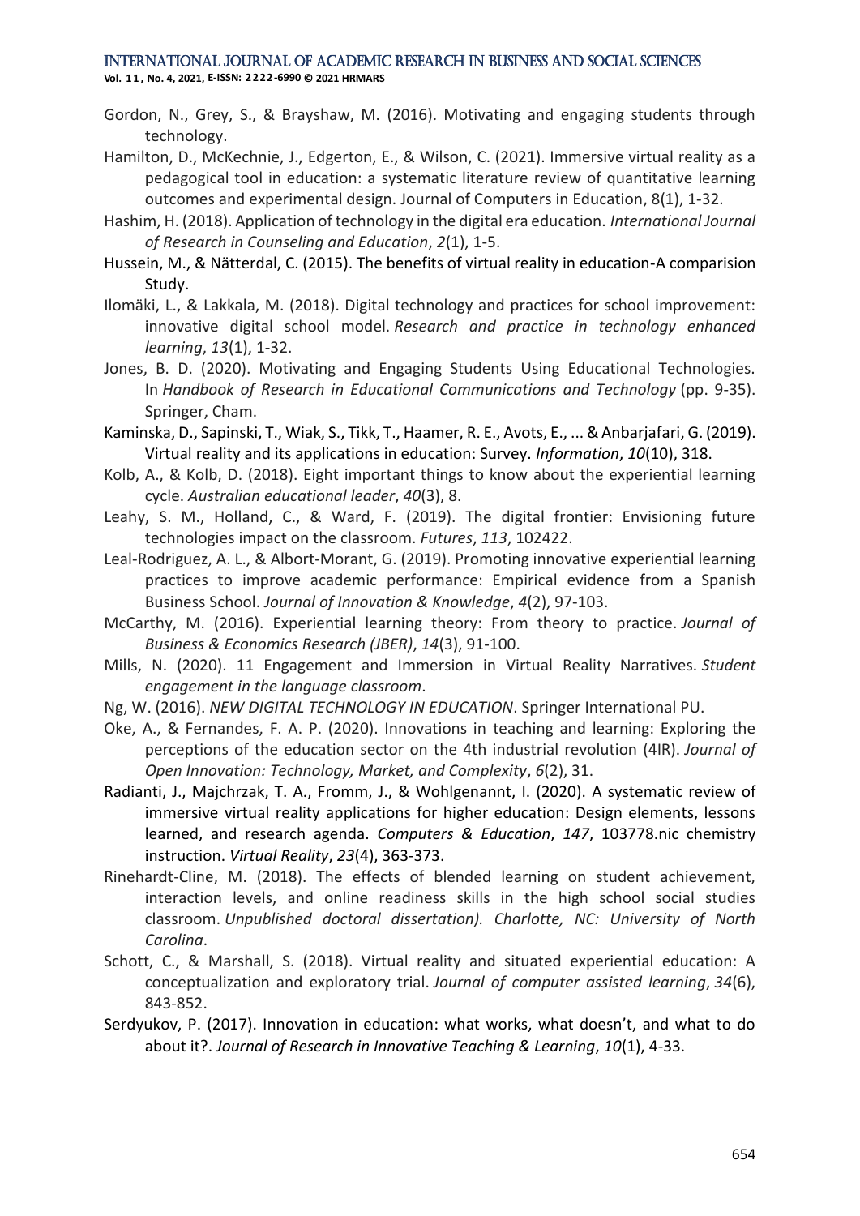Gordon, N., Grey, S., & Brayshaw, M. (2016). Motivating and engaging students through technology.

Hamilton, D., McKechnie, J., Edgerton, E., & Wilson, C. (2021). Immersive virtual reality as a pedagogical tool in education: a systematic literature review of quantitative learning outcomes and experimental design. Journal of Computers in Education, 8(1), 1-32.

Hashim, H. (2018). Application of technology in the digital era education. *International Journal of Research in Counseling and Education*, *2*(1), 1-5.

Hussein, M., & Nätterdal, C. (2015). The benefits of virtual reality in education-A comparision Study.

Ilomäki, L., & Lakkala, M. (2018). Digital technology and practices for school improvement: innovative digital school model. *Research and practice in technology enhanced learning*, *13*(1), 1-32.

Jones, B. D. (2020). Motivating and Engaging Students Using Educational Technologies. In *Handbook of Research in Educational Communications and Technology* (pp. 9-35). Springer, Cham.

Kaminska, D., Sapinski, T., Wiak, S., Tikk, T., Haamer, R. E., Avots, E., ... & Anbarjafari, G. (2019). Virtual reality and its applications in education: Survey. *Information*, *10*(10), 318.

Kolb, A., & Kolb, D. (2018). Eight important things to know about the experiential learning cycle. *Australian educational leader*, *40*(3), 8.

Leahy, S. M., Holland, C., & Ward, F. (2019). The digital frontier: Envisioning future technologies impact on the classroom. *Futures*, *113*, 102422.

Leal-Rodriguez, A. L., & Albort-Morant, G. (2019). Promoting innovative experiential learning practices to improve academic performance: Empirical evidence from a Spanish Business School. *Journal of Innovation & Knowledge*, *4*(2), 97-103.

McCarthy, M. (2016). Experiential learning theory: From theory to practice. *Journal of Business & Economics Research (JBER)*, *14*(3), 91-100.

Mills, N. (2020). 11 Engagement and Immersion in Virtual Reality Narratives. *Student engagement in the language classroom*.

Ng, W. (2016). *NEW DIGITAL TECHNOLOGY IN EDUCATION*. Springer International PU.

Oke, A., & Fernandes, F. A. P. (2020). Innovations in teaching and learning: Exploring the perceptions of the education sector on the 4th industrial revolution (4IR). *Journal of Open Innovation: Technology, Market, and Complexity*, *6*(2), 31.

Radianti, J., Majchrzak, T. A., Fromm, J., & Wohlgenannt, I. (2020). A systematic review of immersive virtual reality applications for higher education: Design elements, lessons learned, and research agenda. *Computers & Education*, *147*, 103778.nic chemistry instruction. *Virtual Reality*, *23*(4), 363-373.

Rinehardt-Cline, M. (2018). The effects of blended learning on student achievement, interaction levels, and online readiness skills in the high school social studies classroom. *Unpublished doctoral dissertation). Charlotte, NC: University of North Carolina*.

Schott, C., & Marshall, S. (2018). Virtual reality and situated experiential education: A conceptualization and exploratory trial. *Journal of computer assisted learning*, *34*(6), 843-852.

Serdyukov, P. (2017). Innovation in education: what works, what doesn't, and what to do about it?. *Journal of Research in Innovative Teaching & Learning*, *10*(1), 4-33.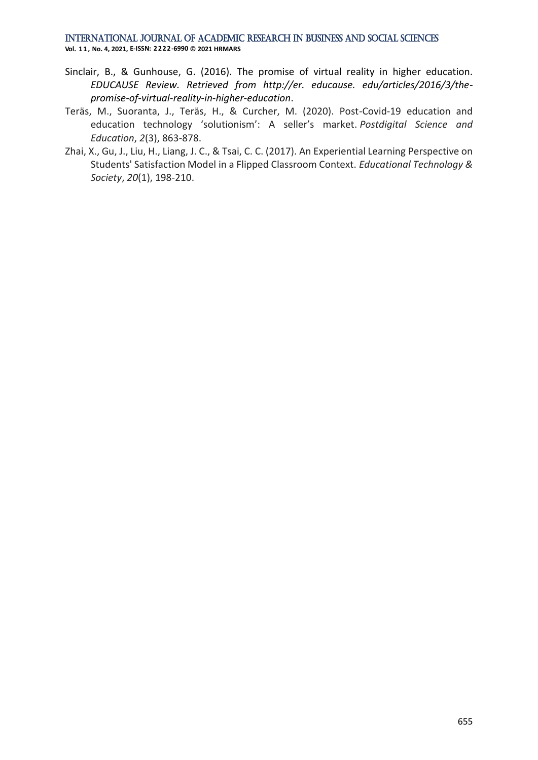Sinclair, B., & Gunhouse, G. (2016). The promise of virtual reality in higher education. *EDUCAUSE Review. Retrieved from http://er. educause. edu/articles/2016/3/the-promise-of-virtual-reality-in-higher-education*.

Teräs, M., Suoranta, J., Teräs, H., & Curcher, M. (2020). Post-Covid-19 education and education technology 'solutionism': A seller's market. *Postdigital Science and Education*, *2*(3), 863-878.

Zhai, X., Gu, J., Liu, H., Liang, J. C., & Tsai, C. C. (2017). An Experiential Learning Perspective on Students' Satisfaction Model in a Flipped Classroom Context. *Educational Technology & Society*, *20*(1), 198-210.